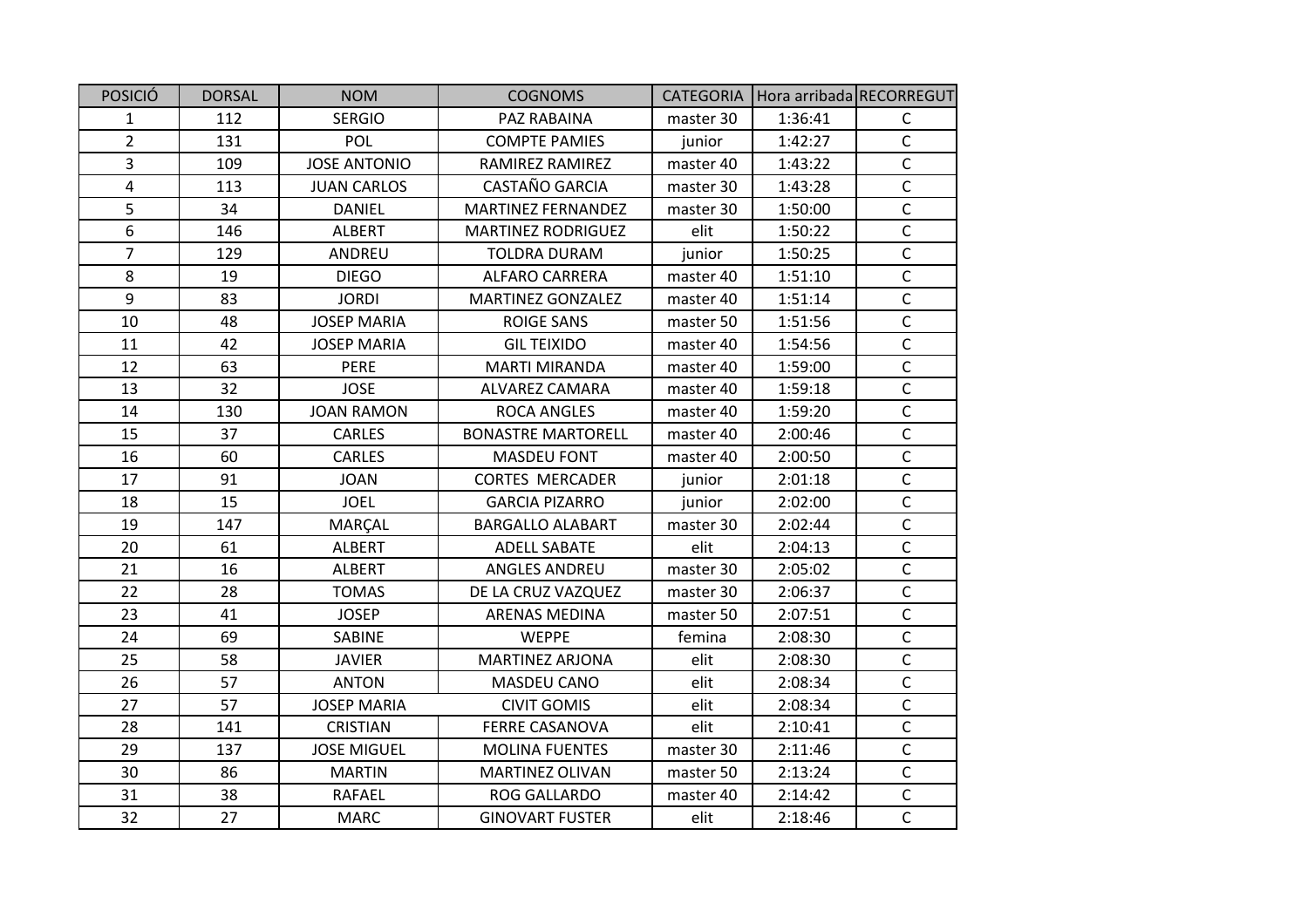| POSICIÓ | DORSAL | NOM | COGNOMS | CATEGORIA | Hora arribada | RECORREGUT |
|---|---|---|---|---|---|---|
| 1 | 112 | SERGIO | PAZ RABAINA | master 30 | 1:36:41 | C |
| 2 | 131 | POL | COMPTE PAMIES | junior | 1:42:27 | C |
| 3 | 109 | JOSE ANTONIO | RAMIREZ RAMIREZ | master 40 | 1:43:22 | C |
| 4 | 113 | JUAN CARLOS | CASTAÑO GARCIA | master 30 | 1:43:28 | C |
| 5 | 34 | DANIEL | MARTINEZ FERNANDEZ | master 30 | 1:50:00 | C |
| 6 | 146 | ALBERT | MARTINEZ RODRIGUEZ | elit | 1:50:22 | C |
| 7 | 129 | ANDREU | TOLDRA DURAM | junior | 1:50:25 | C |
| 8 | 19 | DIEGO | ALFARO CARRERA | master 40 | 1:51:10 | C |
| 9 | 83 | JORDI | MARTINEZ GONZALEZ | master 40 | 1:51:14 | C |
| 10 | 48 | JOSEP MARIA | ROIGE SANS | master 50 | 1:51:56 | C |
| 11 | 42 | JOSEP MARIA | GIL TEIXIDO | master 40 | 1:54:56 | C |
| 12 | 63 | PERE | MARTI MIRANDA | master 40 | 1:59:00 | C |
| 13 | 32 | JOSE | ALVAREZ CAMARA | master 40 | 1:59:18 | C |
| 14 | 130 | JOAN RAMON | ROCA ANGLES | master 40 | 1:59:20 | C |
| 15 | 37 | CARLES | BONASTRE MARTORELL | master 40 | 2:00:46 | C |
| 16 | 60 | CARLES | MASDEU FONT | master 40 | 2:00:50 | C |
| 17 | 91 | JOAN | CORTES MERCADER | junior | 2:01:18 | C |
| 18 | 15 | JOEL | GARCIA PIZARRO | junior | 2:02:00 | C |
| 19 | 147 | MARÇAL | BARGALLO ALABART | master 30 | 2:02:44 | C |
| 20 | 61 | ALBERT | ADELL SABATE | elit | 2:04:13 | C |
| 21 | 16 | ALBERT | ANGLES ANDREU | master 30 | 2:05:02 | C |
| 22 | 28 | TOMAS | DE LA CRUZ VAZQUEZ | master 30 | 2:06:37 | C |
| 23 | 41 | JOSEP | ARENAS MEDINA | master 50 | 2:07:51 | C |
| 24 | 69 | SABINE | WEPPE | femina | 2:08:30 | C |
| 25 | 58 | JAVIER | MARTINEZ ARJONA | elit | 2:08:30 | C |
| 26 | 57 | ANTON | MASDEU CANO | elit | 2:08:34 | C |
| 27 | 57 | JOSEP MARIA | CIVIT GOMIS | elit | 2:08:34 | C |
| 28 | 141 | CRISTIAN | FERRE CASANOVA | elit | 2:10:41 | C |
| 29 | 137 | JOSE MIGUEL | MOLINA FUENTES | master 30 | 2:11:46 | C |
| 30 | 86 | MARTIN | MARTINEZ OLIVAN | master 50 | 2:13:24 | C |
| 31 | 38 | RAFAEL | ROG GALLARDO | master 40 | 2:14:42 | C |
| 32 | 27 | MARC | GINOVART FUSTER | elit | 2:18:46 | C |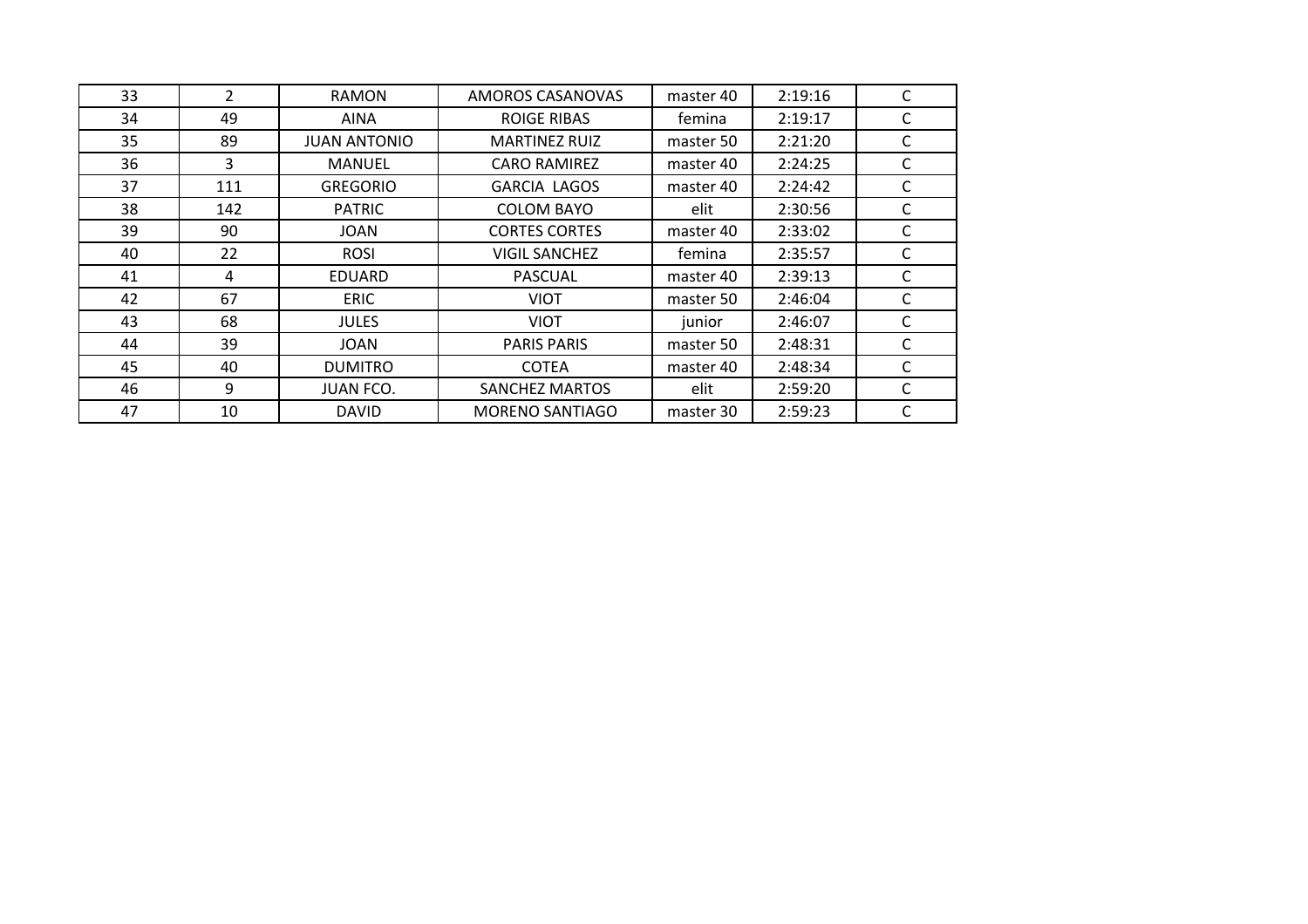| | | | | | | |
|---|---|---|---|---|---|---|
| 33 | 2 | RAMON | AMOROS CASANOVAS | master 40 | 2:19:16 | C |
| 34 | 49 | AINA | ROIGE RIBAS | femina | 2:19:17 | C |
| 35 | 89 | JUAN ANTONIO | MARTINEZ RUIZ | master 50 | 2:21:20 | C |
| 36 | 3 | MANUEL | CARO RAMIREZ | master 40 | 2:24:25 | C |
| 37 | 111 | GREGORIO | GARCIA LAGOS | master 40 | 2:24:42 | C |
| 38 | 142 | PATRIC | COLOM BAYO | elit | 2:30:56 | C |
| 39 | 90 | JOAN | CORTES CORTES | master 40 | 2:33:02 | C |
| 40 | 22 | ROSI | VIGIL SANCHEZ | femina | 2:35:57 | C |
| 41 | 4 | EDUARD | PASCUAL | master 40 | 2:39:13 | C |
| 42 | 67 | ERIC | VIOT | master 50 | 2:46:04 | C |
| 43 | 68 | JULES | VIOT | junior | 2:46:07 | C |
| 44 | 39 | JOAN | PARIS PARIS | master 50 | 2:48:31 | C |
| 45 | 40 | DUMITRO | COTEA | master 40 | 2:48:34 | C |
| 46 | 9 | JUAN FCO. | SANCHEZ MARTOS | elit | 2:59:20 | C |
| 47 | 10 | DAVID | MORENO SANTIAGO | master 30 | 2:59:23 | C |